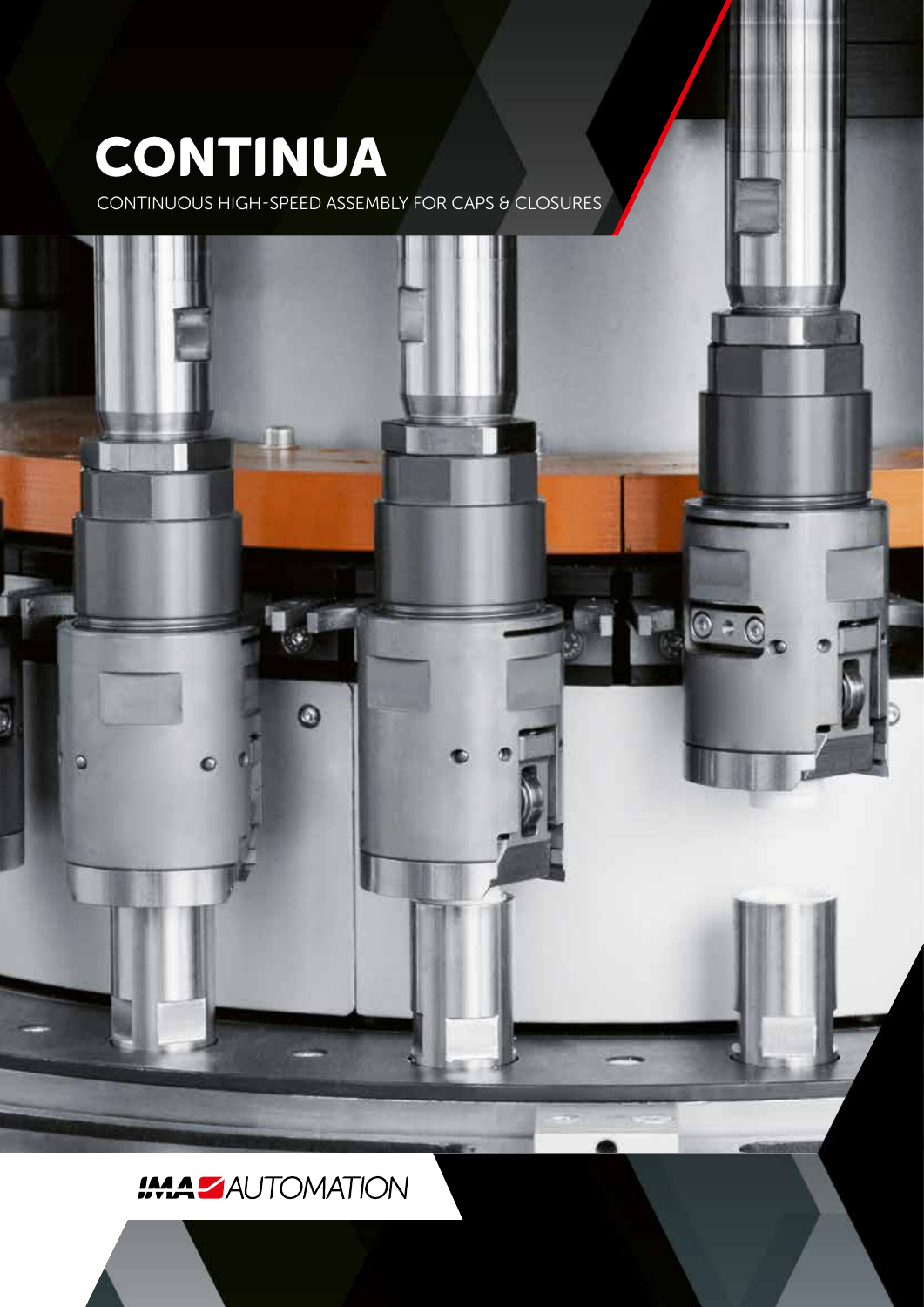# CONTINUA

CONTINUOUS HIGH-SPEED ASSEMBLY FOR CAPS & CLOSURES

IMA AUTOMATION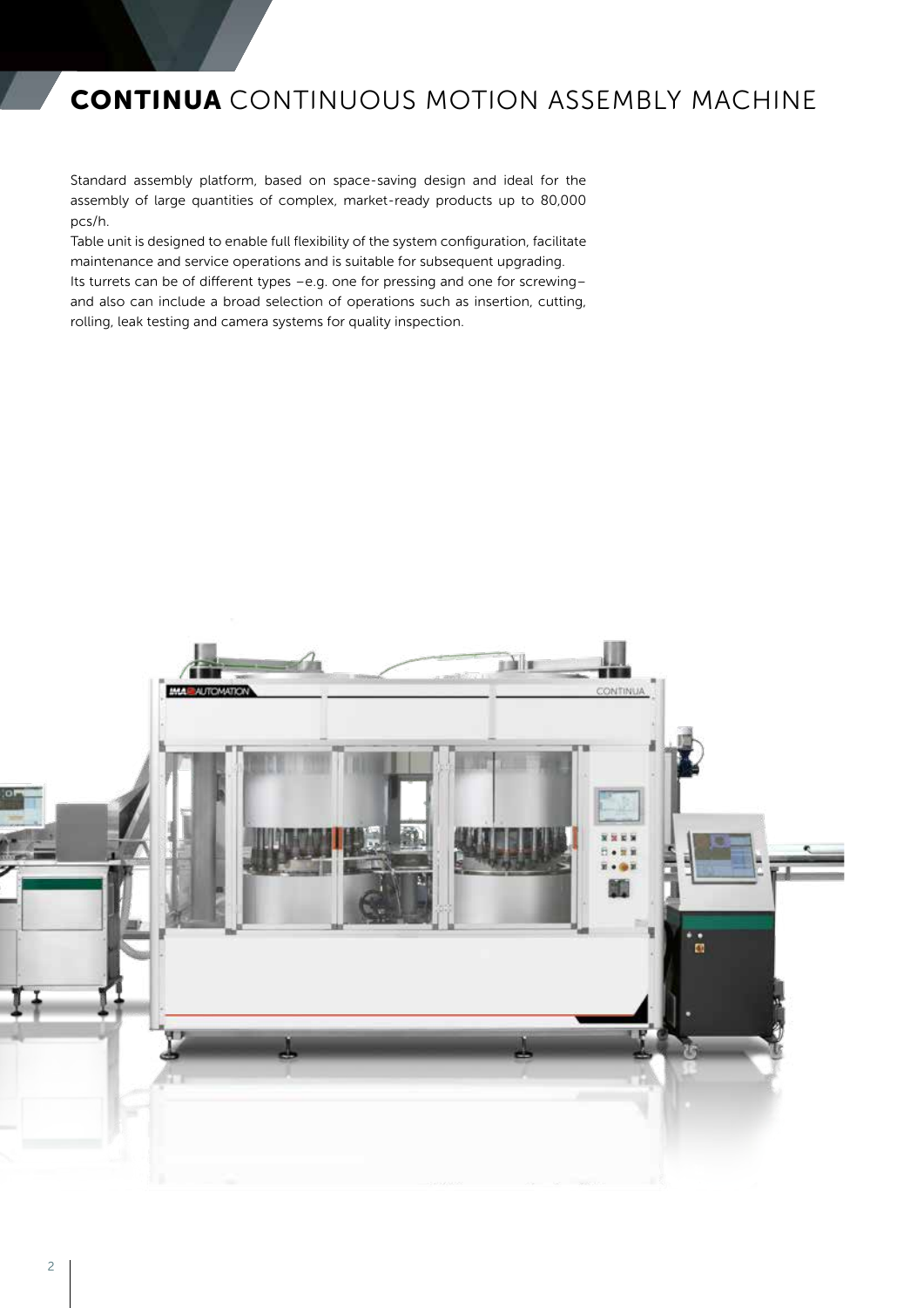# **CONTINUA** CONTINUOUS MOTION ASSEMBLY MACHINE

Standard assembly platform, based on space-saving design and ideal for the assembly of large quantities of complex, market-ready products up to 80,000 pcs/h.
Table unit is designed to enable full flexibility of the system configuration, facilitate maintenance and service operations and is suitable for subsequent upgrading.
Its turrets can be of different types –e.g. one for pressing and one for screwing– and also can include a broad selection of operations such as insertion, cutting, rolling, leak testing and camera systems for quality inspection.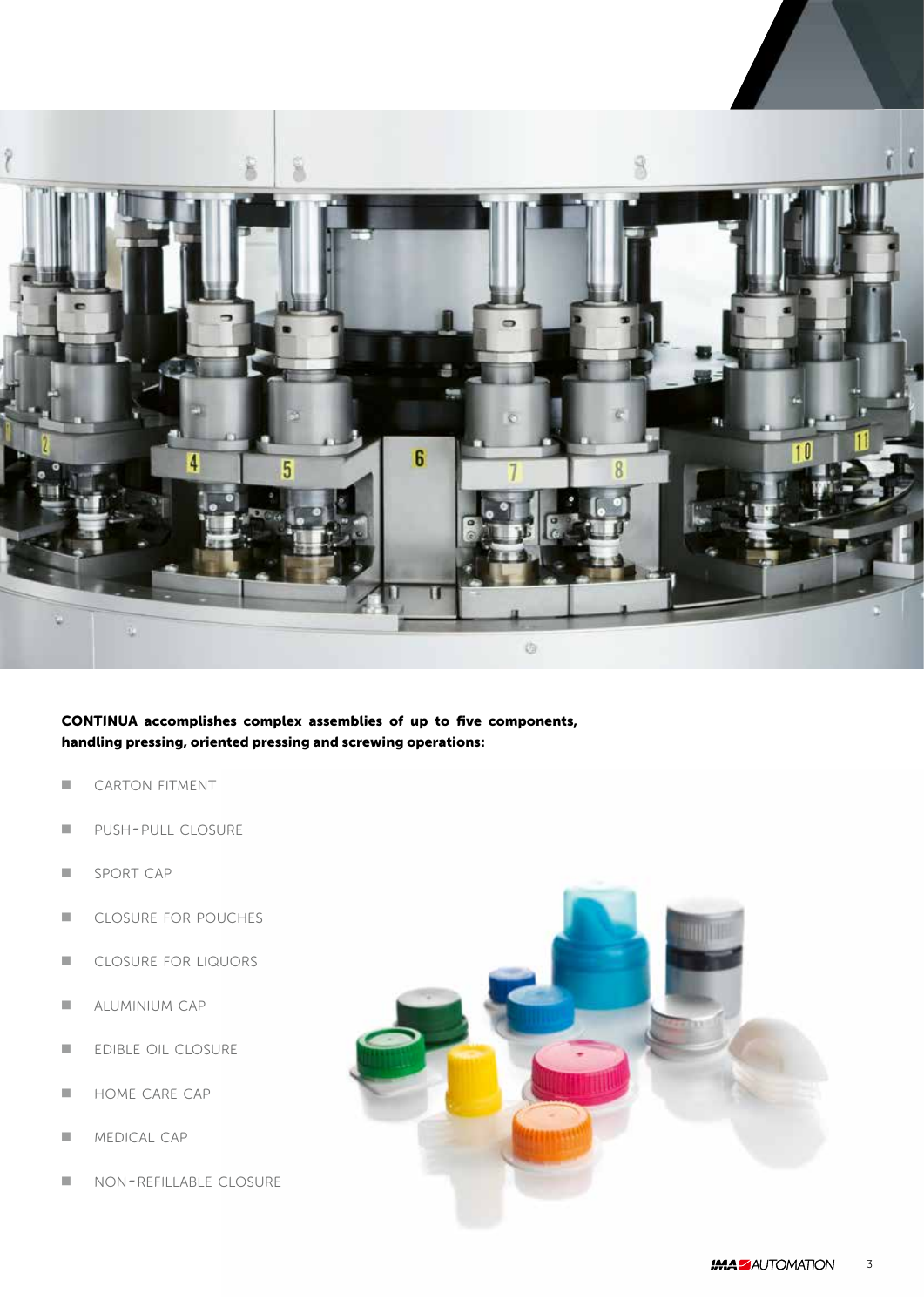**CONTINUA accomplishes complex assemblies of up to five components, handling pressing, oriented pressing and screwing operations:**

- CARTON FITMENT
- PUSH-PULL CLOSURE
- SPORT CAP
- CLOSURE FOR POUCHES
- CLOSURE FOR LIQUORS
- ALUMINIUM CAP
- EDIBLE OIL CLOSURE
- HOME CARE CAP
- MEDICAL CAP
- NON-REFILLABLE CLOSURE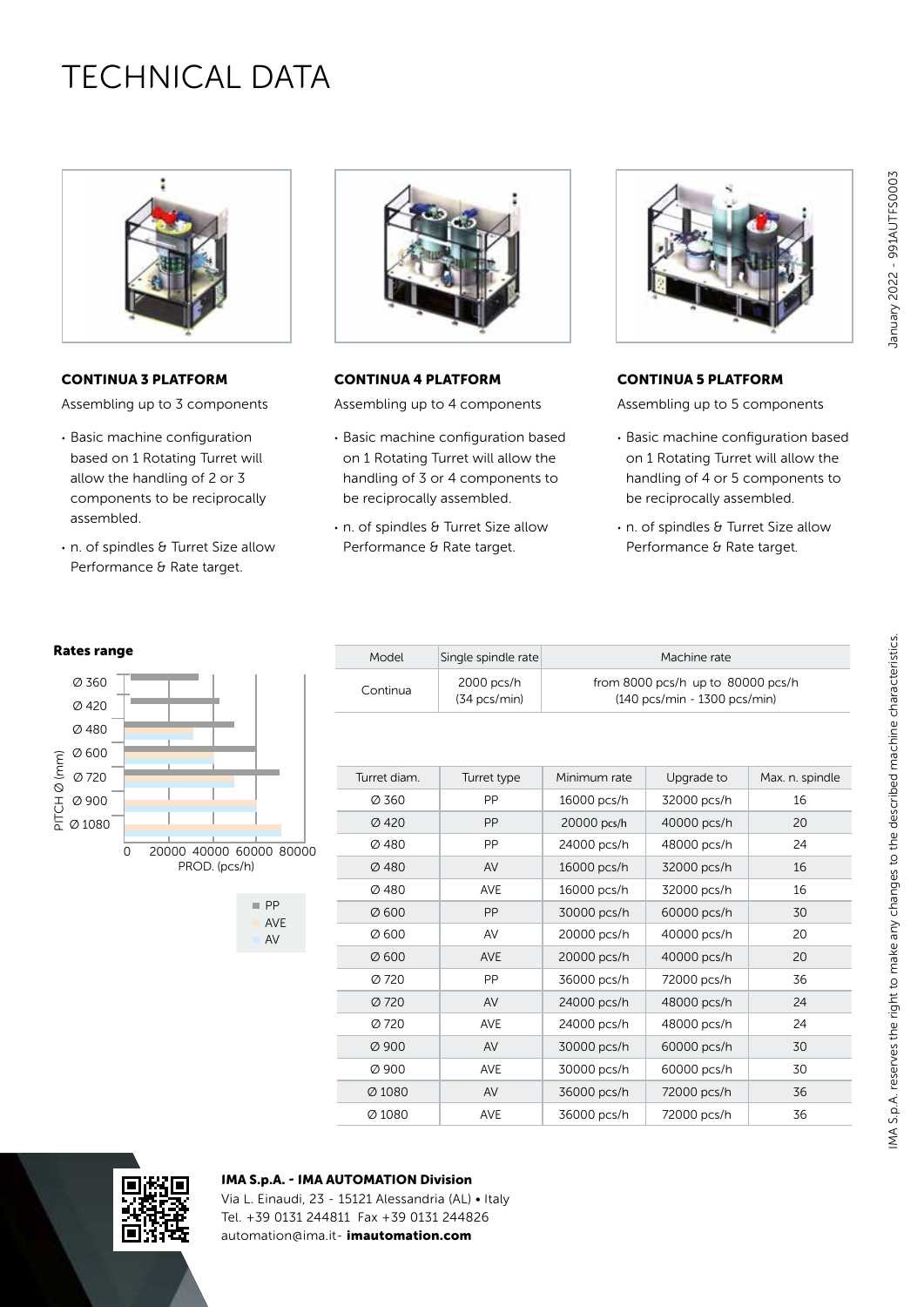# TECHNICAL DATA

### CONTINUA 3 PLATFORM

Assembling up to 3 components

- Basic machine configuration based on 1 Rotating Turret will allow the handling of 2 or 3 components to be reciprocally assembled.
- n. of spindles & Turret Size allow Performance & Rate target.

### CONTINUA 4 PLATFORM

Assembling up to 4 components

- Basic machine configuration based on 1 Rotating Turret will allow the handling of 3 or 4 components to be reciprocally assembled.
- n. of spindles & Turret Size allow Performance & Rate target.

### CONTINUA 5 PLATFORM

Assembling up to 5 components

- Basic machine configuration based on 1 Rotating Turret will allow the handling of 4 or 5 components to be reciprocally assembled.
- n. of spindles & Turret Size allow Performance & Rate target.

**Rates range**

PITCH Ø (mm)

Ø 360
Ø 420
Ø 480
Ø 600
Ø 720
Ø 900
Ø 1080

0 20000 40000 60000 80000

PROD. (pcs/h)

PP
AVE
AV

| Model | Single spindle rate | Machine rate |
|---|---|---|
| Continua | 2000 pcs/h (34 pcs/min) | from 8000 pcs/h up to 80000 pcs/h (140 pcs/min - 1300 pcs/min) |

| Turret diam. | Turret type | Minimum rate | Upgrade to | Max. n. spindle |
|---|---|---|---|---|
| Ø 360 | PP | 16000 pcs/h | 32000 pcs/h | 16 |
| Ø 420 | PP | 20000 pcs/h | 40000 pcs/h | 20 |
| Ø 480 | PP | 24000 pcs/h | 48000 pcs/h | 24 |
| Ø 480 | AV | 16000 pcs/h | 32000 pcs/h | 16 |
| Ø 480 | AVE | 16000 pcs/h | 32000 pcs/h | 16 |
| Ø 600 | PP | 30000 pcs/h | 60000 pcs/h | 30 |
| Ø 600 | AV | 20000 pcs/h | 40000 pcs/h | 20 |
| Ø 600 | AVE | 20000 pcs/h | 40000 pcs/h | 20 |
| Ø 720 | PP | 36000 pcs/h | 72000 pcs/h | 36 |
| Ø 720 | AV | 24000 pcs/h | 48000 pcs/h | 24 |
| Ø 720 | AVE | 24000 pcs/h | 48000 pcs/h | 24 |
| Ø 900 | AV | 30000 pcs/h | 60000 pcs/h | 30 |
| Ø 900 | AVE | 30000 pcs/h | 60000 pcs/h | 30 |
| Ø 1080 | AV | 36000 pcs/h | 72000 pcs/h | 36 |
| Ø 1080 | AVE | 36000 pcs/h | 72000 pcs/h | 36 |

January 2022 - 991AUTFS0003

IMA S.p.A. reserves the right to make any changes to the described machine characteristics.

**IMA S.p.A. - IMA AUTOMATION Division**
Via L. Einaudi, 23 - 15121 Alessandria (AL) • Italy
Tel. +39 0131 244811 Fax +39 0131 244826
automation@ima.it - **imautomation.com**